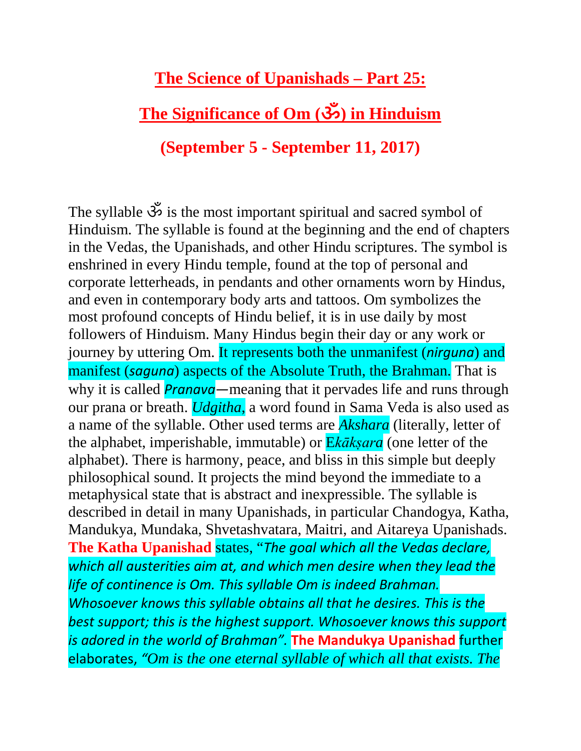# The Science of Upanishads – Part 25:

# The Significance of Om (ॐ) in Hinduism

## (September 5 - September 11, 2017)

The syllable ॐ is the most important spiritual and sacred symbol of Hinduism. The syllable is found at the beginning and the end of chapters in the Vedas, the Upanishads, and other Hindu scriptures. The symbol is enshrined in every Hindu temple, found at the top of personal and corporate letterheads, in pendants and other ornaments worn by Hindus, and even in contemporary body arts and tattoos. Om symbolizes the most profound concepts of Hindu belief, it is in use daily by most followers of Hinduism. Many Hindus begin their day or any work or journey by uttering Om. It represents both the unmanifest (*nirguna*) and manifest (*saguna*) aspects of the Absolute Truth, the Brahman. That is why it is called ***Pranava***—meaning that it pervades life and runs through our prana or breath. *Udgitha*, a word found in Sama Veda is also used as a name of the syllable. Other used terms are *Akshara* (literally, letter of the alphabet, imperishable, immutable) or E*kākṣara* (one letter of the alphabet). There is harmony, peace, and bliss in this simple but deeply philosophical sound. It projects the mind beyond the immediate to a metaphysical state that is abstract and inexpressible. The syllable is described in detail in many Upanishads, in particular Chandogya, Katha, Mandukya, Mundaka, Shvetashvatara, Maitri, and Aitareya Upanishads. **The Katha Upanishad** states, "*The goal which all the Vedas declare, which all austerities aim at, and which men desire when they lead the life of continence is Om. This syllable Om is indeed Brahman. Whosoever knows this syllable obtains all that he desires. This is the best support; this is the highest support. Whosoever knows this support is adored in the world of Brahman".* **The Mandukya Upanishad** further elaborates, *"Om is the one eternal syllable of which all that exists. The*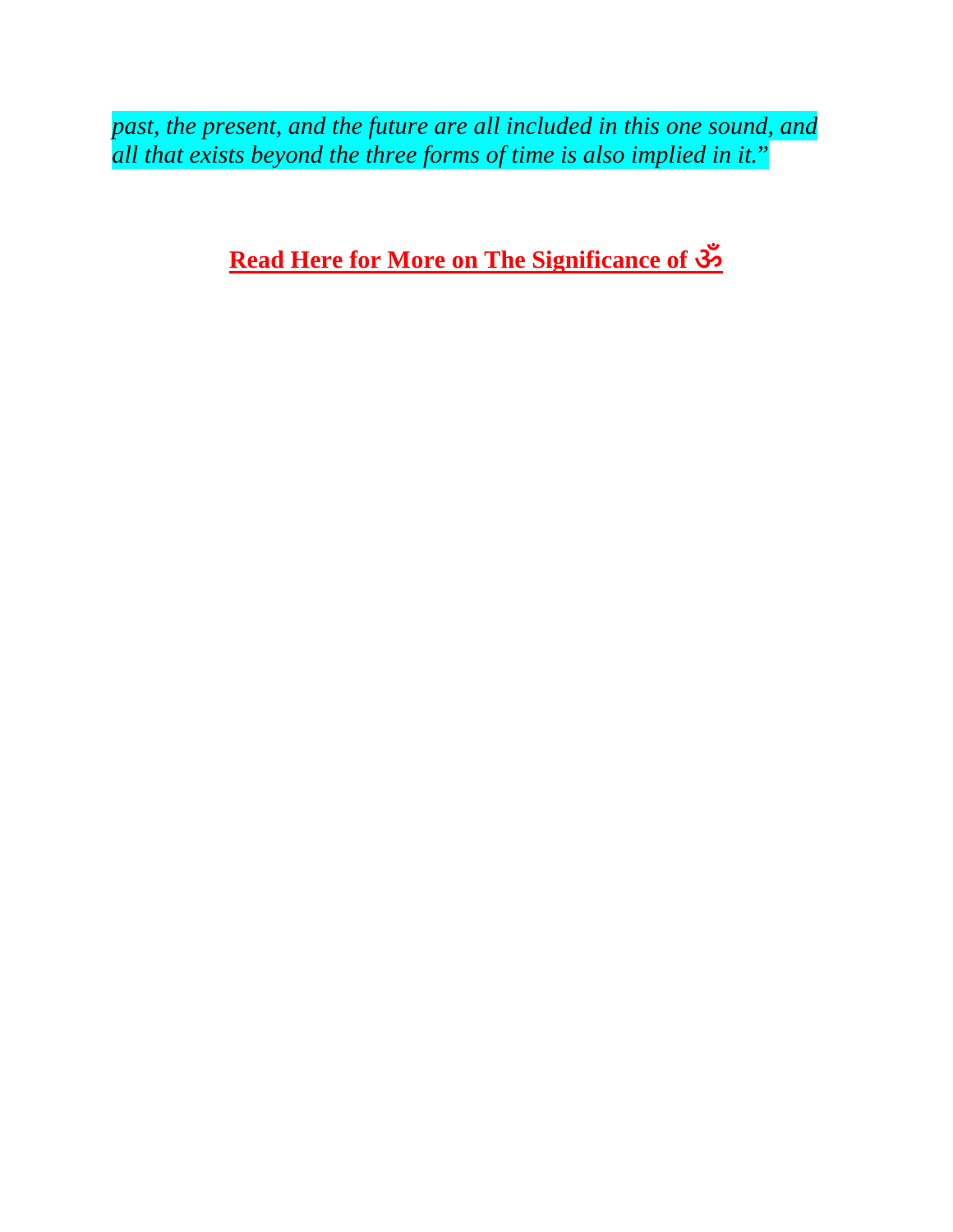*past, the present, and the future are all included in this one sound, and all that exists beyond the three forms of time is also implied in it."*

**Read Here for More on The Significance of ॐ**